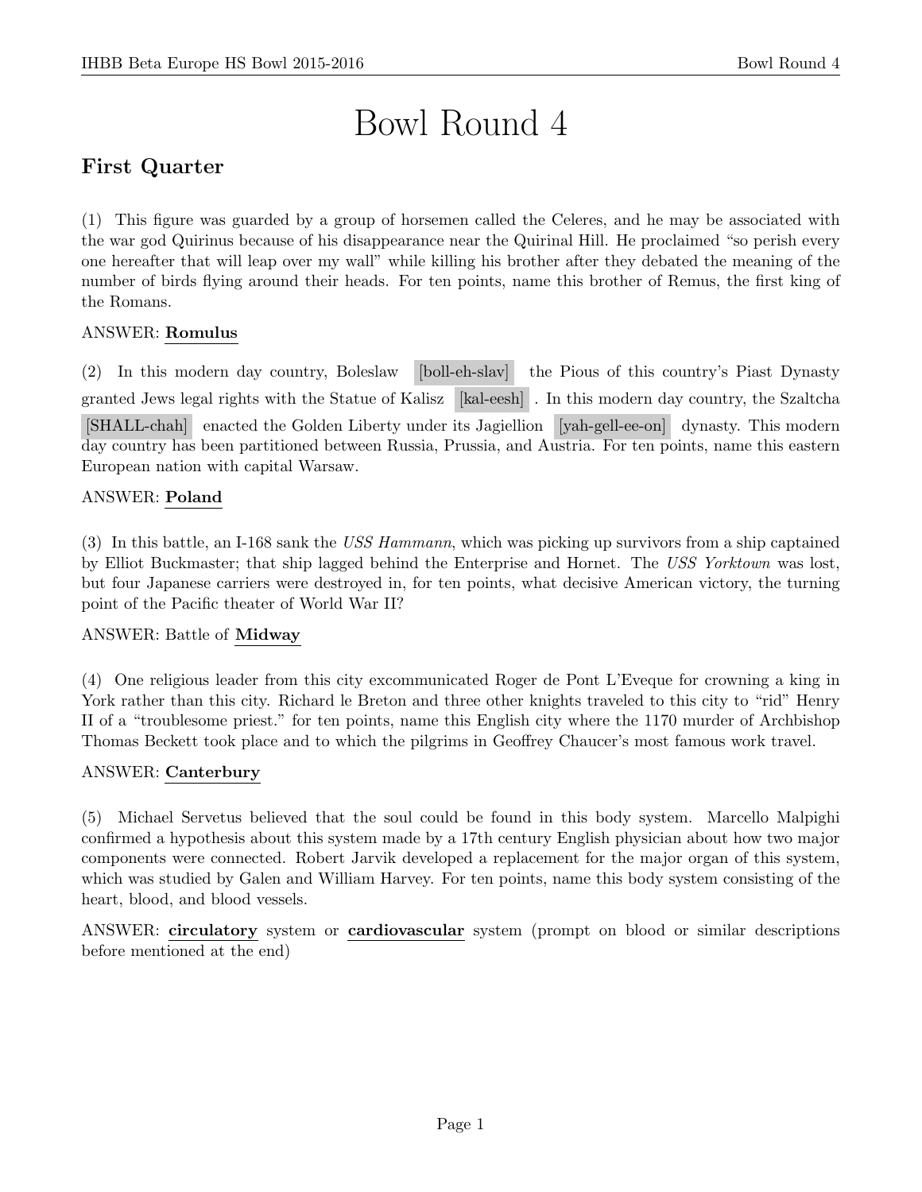# Bowl Round 4

## First Quarter

(1) This figure was guarded by a group of horsemen called the Celeres, and he may be associated with the war god Quirinus because of his disappearance near the Quirinal Hill. He proclaimed "so perish every one hereafter that will leap over my wall" while killing his brother after they debated the meaning of the number of birds flying around their heads. For ten points, name this brother of Remus, the first king of the Romans.

ANSWER: **Romulus**

(2) In this modern day country, Boleslaw [boll-eh-slav] the Pious of this country's Piast Dynasty granted Jews legal rights with the Statue of Kalisz [kal-eesh]. In this modern day country, the Szaltcha [SHALL-chah] enacted the Golden Liberty under its Jagiellion [yah-gell-ee-on] dynasty. This modern day country has been partitioned between Russia, Prussia, and Austria. For ten points, name this eastern European nation with capital Warsaw.

ANSWER: **Poland**

(3) In this battle, an I-168 sank the *USS Hammann*, which was picking up survivors from a ship captained by Elliot Buckmaster; that ship lagged behind the Enterprise and Hornet. The *USS Yorktown* was lost, but four Japanese carriers were destroyed in, for ten points, what decisive American victory, the turning point of the Pacific theater of World War II?

ANSWER: Battle of **Midway**

(4) One religious leader from this city excommunicated Roger de Pont L'Eveque for crowning a king in York rather than this city. Richard le Breton and three other knights traveled to this city to "rid" Henry II of a "troublesome priest." for ten points, name this English city where the 1170 murder of Archbishop Thomas Beckett took place and to which the pilgrims in Geoffrey Chaucer's most famous work travel.

ANSWER: **Canterbury**

(5) Michael Servetus believed that the soul could be found in this body system. Marcello Malpighi confirmed a hypothesis about this system made by a 17th century English physician about how two major components were connected. Robert Jarvik developed a replacement for the major organ of this system, which was studied by Galen and William Harvey. For ten points, name this body system consisting of the heart, blood, and blood vessels.

ANSWER: **circulatory** system or **cardiovascular** system (prompt on blood or similar descriptions before mentioned at the end)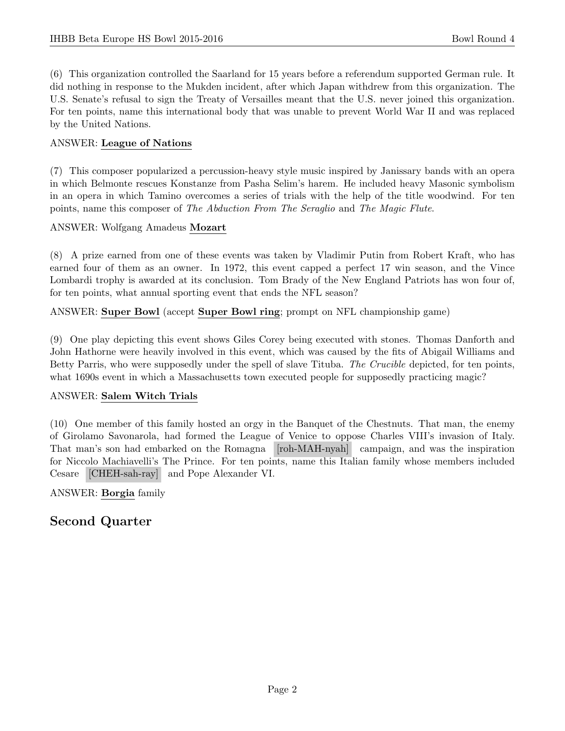(6) This organization controlled the Saarland for 15 years before a referendum supported German rule. It did nothing in response to the Mukden incident, after which Japan withdrew from this organization. The U.S. Senate's refusal to sign the Treaty of Versailles meant that the U.S. never joined this organization. For ten points, name this international body that was unable to prevent World War II and was replaced by the United Nations.

ANSWER: **League of Nations**

(7) This composer popularized a percussion-heavy style music inspired by Janissary bands with an opera in which Belmonte rescues Konstanze from Pasha Selim's harem. He included heavy Masonic symbolism in an opera in which Tamino overcomes a series of trials with the help of the title woodwind. For ten points, name this composer of *The Abduction From The Seraglio* and *The Magic Flute*.

ANSWER: Wolfgang Amadeus **Mozart**

(8) A prize earned from one of these events was taken by Vladimir Putin from Robert Kraft, who has earned four of them as an owner. In 1972, this event capped a perfect 17 win season, and the Vince Lombardi trophy is awarded at its conclusion. Tom Brady of the New England Patriots has won four of, for ten points, what annual sporting event that ends the NFL season?

ANSWER: **Super Bowl** (accept **Super Bowl ring**; prompt on NFL championship game)

(9) One play depicting this event shows Giles Corey being executed with stones. Thomas Danforth and John Hathorne were heavily involved in this event, which was caused by the fits of Abigail Williams and Betty Parris, who were supposedly under the spell of slave Tituba. *The Crucible* depicted, for ten points, what 1690s event in which a Massachusetts town executed people for supposedly practicing magic?

ANSWER: **Salem Witch Trials**

(10) One member of this family hosted an orgy in the Banquet of the Chestnuts. That man, the enemy of Girolamo Savonarola, had formed the League of Venice to oppose Charles VIII's invasion of Italy. That man's son had embarked on the Romagna [roh-MAH-nyah] campaign, and was the inspiration for Niccolo Machiavelli's The Prince. For ten points, name this Italian family whose members included Cesare [CHEH-sah-ray] and Pope Alexander VI.

ANSWER: **Borgia** family

## Second Quarter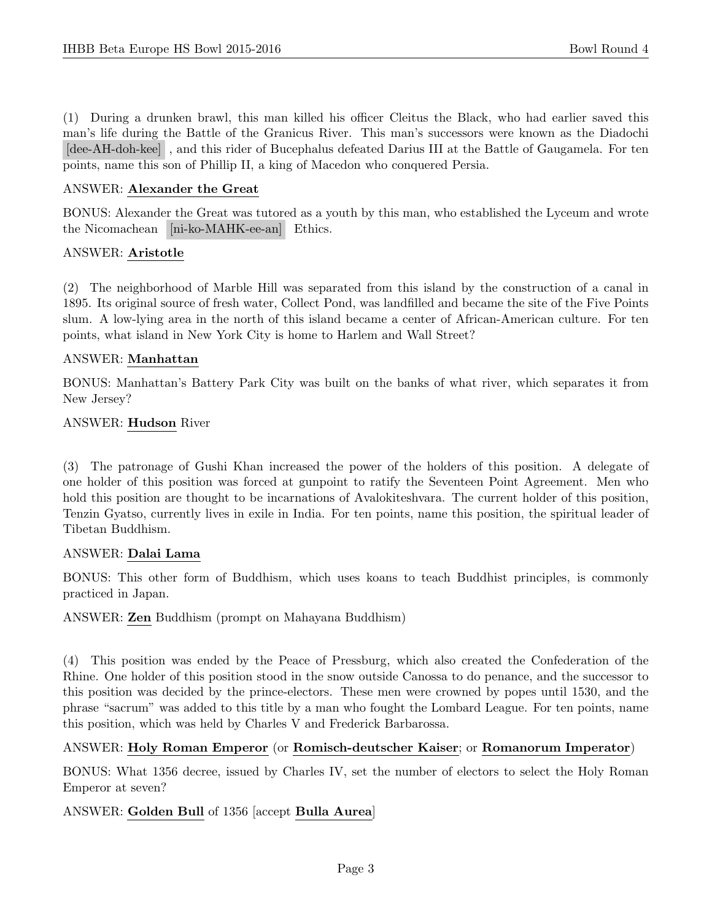(1) During a drunken brawl, this man killed his officer Cleitus the Black, who had earlier saved this man's life during the Battle of the Granicus River. This man's successors were known as the Diadochi [dee-AH-doh-kee] , and this rider of Bucephalus defeated Darius III at the Battle of Gaugamela. For ten points, name this son of Phillip II, a king of Macedon who conquered Persia.

ANSWER: **Alexander the Great**

BONUS: Alexander the Great was tutored as a youth by this man, who established the Lyceum and wrote the Nicomachean [ni-ko-MAHK-ee-an] Ethics.

ANSWER: **Aristotle**

(2) The neighborhood of Marble Hill was separated from this island by the construction of a canal in 1895. Its original source of fresh water, Collect Pond, was landfilled and became the site of the Five Points slum. A low-lying area in the north of this island became a center of African-American culture. For ten points, what island in New York City is home to Harlem and Wall Street?

ANSWER: **Manhattan**

BONUS: Manhattan's Battery Park City was built on the banks of what river, which separates it from New Jersey?

ANSWER: **Hudson** River

(3) The patronage of Gushi Khan increased the power of the holders of this position. A delegate of one holder of this position was forced at gunpoint to ratify the Seventeen Point Agreement. Men who hold this position are thought to be incarnations of Avalokiteshvara. The current holder of this position, Tenzin Gyatso, currently lives in exile in India. For ten points, name this position, the spiritual leader of Tibetan Buddhism.

ANSWER: **Dalai Lama**

BONUS: This other form of Buddhism, which uses koans to teach Buddhist principles, is commonly practiced in Japan.

ANSWER: **Zen** Buddhism (prompt on Mahayana Buddhism)

(4) This position was ended by the Peace of Pressburg, which also created the Confederation of the Rhine. One holder of this position stood in the snow outside Canossa to do penance, and the successor to this position was decided by the prince-electors. These men were crowned by popes until 1530, and the phrase "sacrum" was added to this title by a man who fought the Lombard League. For ten points, name this position, which was held by Charles V and Frederick Barbarossa.

ANSWER: **Holy Roman Emperor** (or **Romisch-deutscher Kaiser**; or **Romanorum Imperator**)

BONUS: What 1356 decree, issued by Charles IV, set the number of electors to select the Holy Roman Emperor at seven?

ANSWER: **Golden Bull** of 1356 [accept **Bulla Aurea**]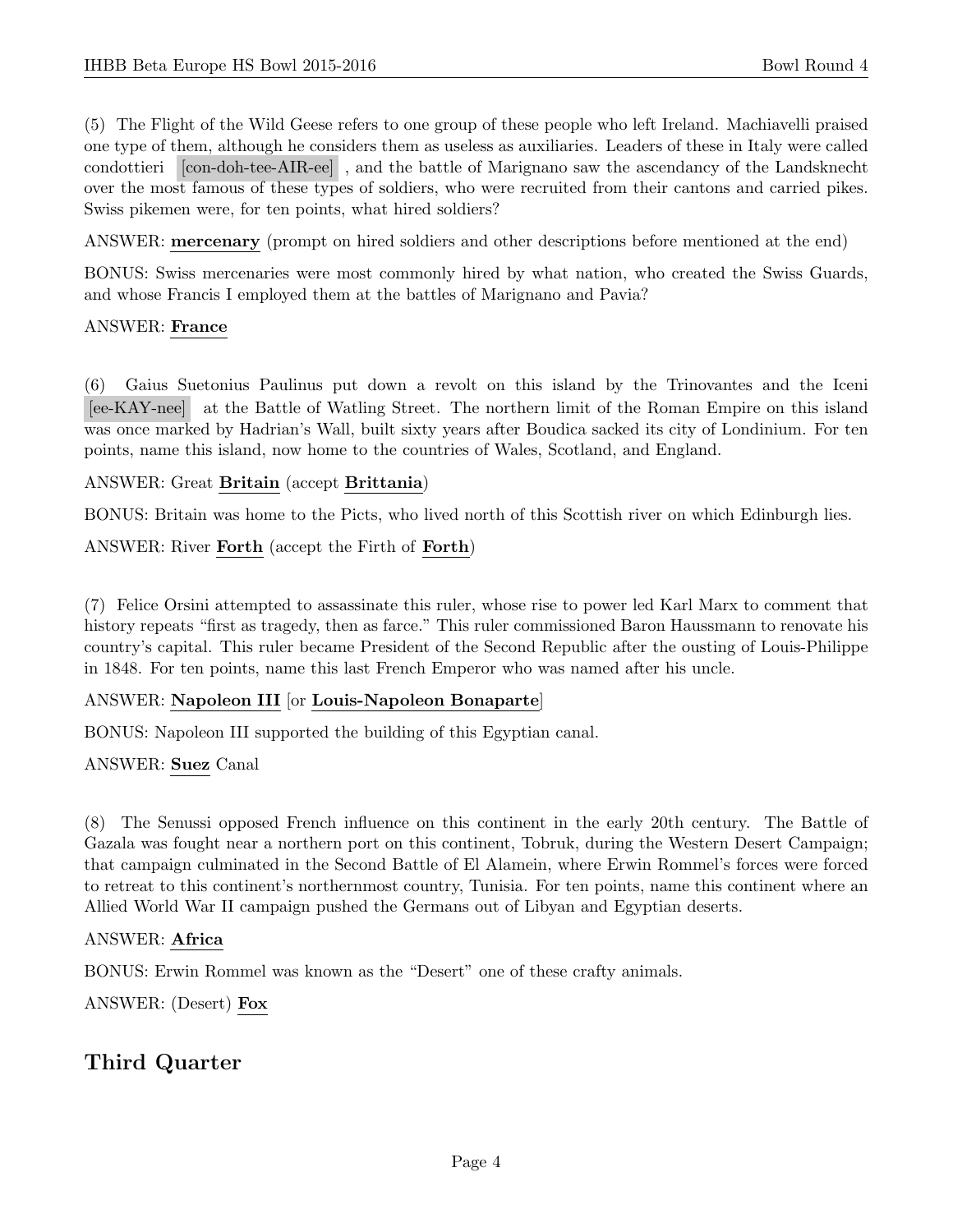(5) The Flight of the Wild Geese refers to one group of these people who left Ireland. Machiavelli praised one type of them, although he considers them as useless as auxiliaries. Leaders of these in Italy were called condottieri [con-doh-tee-AIR-ee] , and the battle of Marignano saw the ascendancy of the Landsknecht over the most famous of these types of soldiers, who were recruited from their cantons and carried pikes. Swiss pikemen were, for ten points, what hired soldiers?

ANSWER: **mercenary** (prompt on hired soldiers and other descriptions before mentioned at the end)

BONUS: Swiss mercenaries were most commonly hired by what nation, who created the Swiss Guards, and whose Francis I employed them at the battles of Marignano and Pavia?

ANSWER: **France**

(6) Gaius Suetonius Paulinus put down a revolt on this island by the Trinovantes and the Iceni [ee-KAY-nee] at the Battle of Watling Street. The northern limit of the Roman Empire on this island was once marked by Hadrian's Wall, built sixty years after Boudica sacked its city of Londinium. For ten points, name this island, now home to the countries of Wales, Scotland, and England.

ANSWER: Great **Britain** (accept **Brittania**)

BONUS: Britain was home to the Picts, who lived north of this Scottish river on which Edinburgh lies.

ANSWER: River **Forth** (accept the Firth of **Forth**)

(7) Felice Orsini attempted to assassinate this ruler, whose rise to power led Karl Marx to comment that history repeats "first as tragedy, then as farce." This ruler commissioned Baron Haussmann to renovate his country's capital. This ruler became President of the Second Republic after the ousting of Louis-Philippe in 1848. For ten points, name this last French Emperor who was named after his uncle.

ANSWER: **Napoleon III** [or **Louis-Napoleon Bonaparte**]

BONUS: Napoleon III supported the building of this Egyptian canal.

ANSWER: **Suez** Canal

(8) The Senussi opposed French influence on this continent in the early 20th century. The Battle of Gazala was fought near a northern port on this continent, Tobruk, during the Western Desert Campaign; that campaign culminated in the Second Battle of El Alamein, where Erwin Rommel's forces were forced to retreat to this continent's northernmost country, Tunisia. For ten points, name this continent where an Allied World War II campaign pushed the Germans out of Libyan and Egyptian deserts.

ANSWER: **Africa**

BONUS: Erwin Rommel was known as the "Desert" one of these crafty animals.

ANSWER: (Desert) **Fox**

## Third Quarter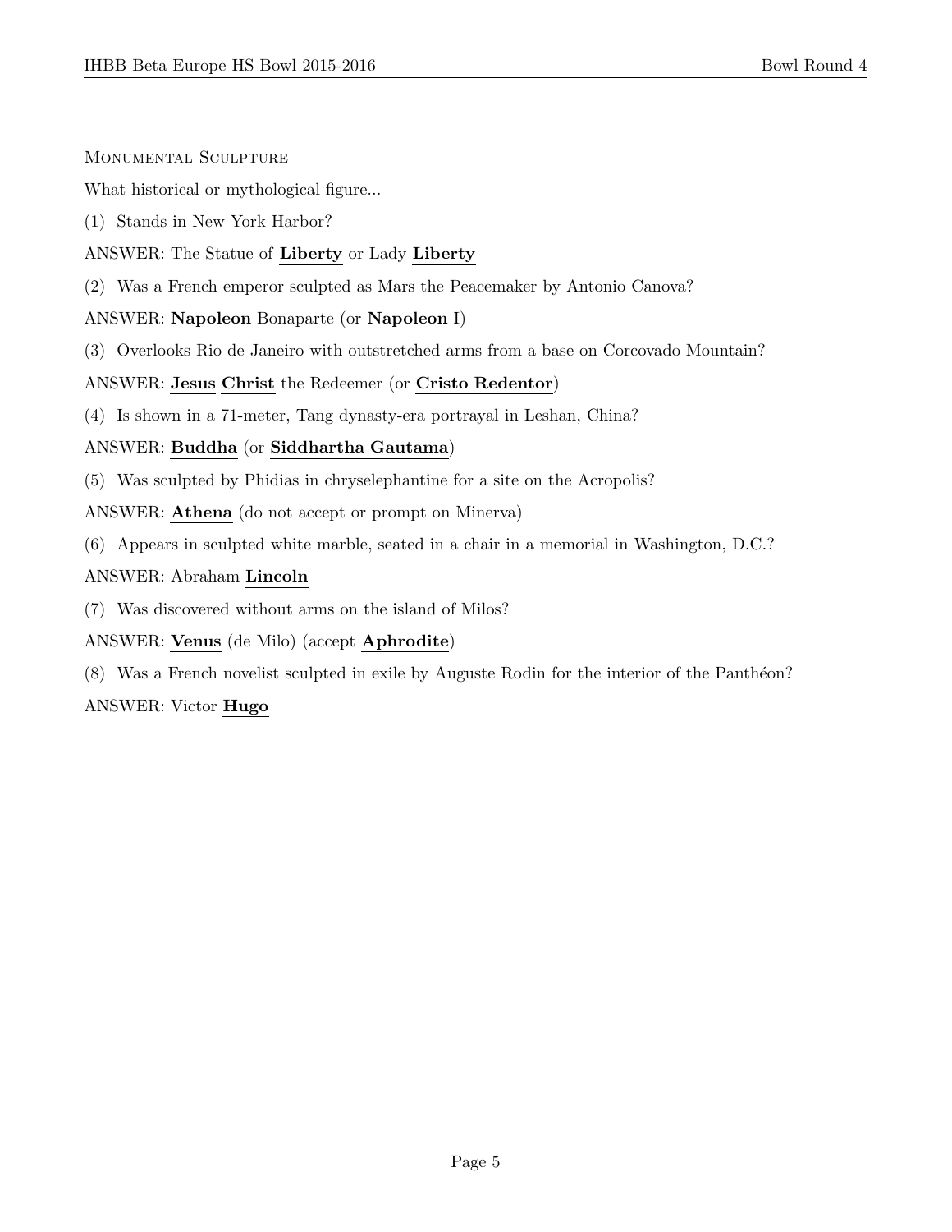Monumental Sculpture

What historical or mythological figure...

(1) Stands in New York Harbor?

ANSWER: The Statue of **Liberty** or Lady **Liberty**

(2) Was a French emperor sculpted as Mars the Peacemaker by Antonio Canova?

ANSWER: **Napoleon** Bonaparte (or **Napoleon** I)

(3) Overlooks Rio de Janeiro with outstretched arms from a base on Corcovado Mountain?

ANSWER: **Jesus** **Christ** the Redeemer (or **Cristo Redentor**)

(4) Is shown in a 71-meter, Tang dynasty-era portrayal in Leshan, China?

ANSWER: **Buddha** (or **Siddhartha Gautama**)

(5) Was sculpted by Phidias in chryselephantine for a site on the Acropolis?

ANSWER: **Athena** (do not accept or prompt on Minerva)

(6) Appears in sculpted white marble, seated in a chair in a memorial in Washington, D.C.?

ANSWER: Abraham **Lincoln**

(7) Was discovered without arms on the island of Milos?

ANSWER: **Venus** (de Milo) (accept **Aphrodite**)

(8) Was a French novelist sculpted in exile by Auguste Rodin for the interior of the Panthéon?

ANSWER: Victor **Hugo**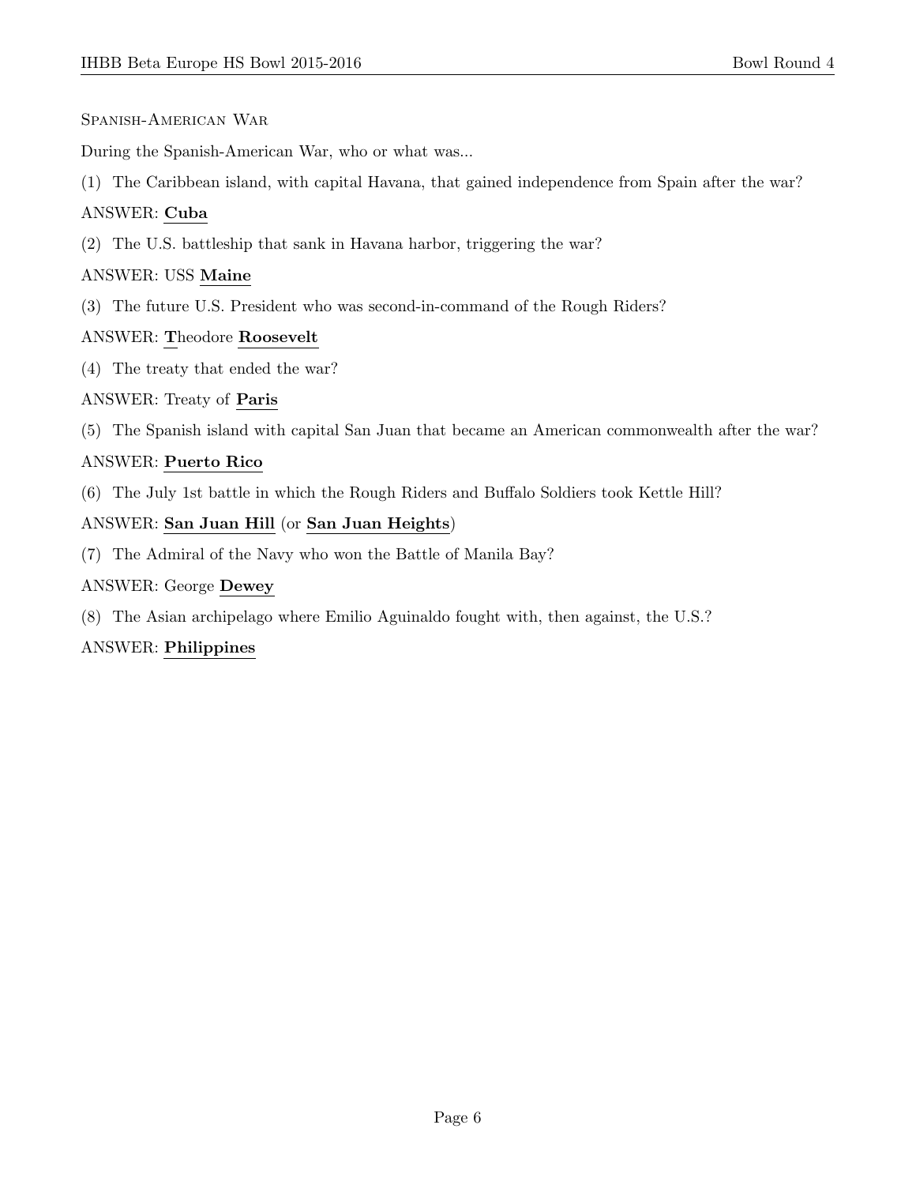Spanish-American War

During the Spanish-American War, who or what was...

(1) The Caribbean island, with capital Havana, that gained independence from Spain after the war?

ANSWER: **Cuba**

(2) The U.S. battleship that sank in Havana harbor, triggering the war?

ANSWER: USS **Maine**

(3) The future U.S. President who was second-in-command of the Rough Riders?

ANSWER: **T**heodore **Roosevelt**

(4) The treaty that ended the war?

ANSWER: Treaty of **Paris**

(5) The Spanish island with capital San Juan that became an American commonwealth after the war?

ANSWER: **Puerto Rico**

(6) The July 1st battle in which the Rough Riders and Buffalo Soldiers took Kettle Hill?

ANSWER: **San Juan Hill** (or **San Juan Heights**)

(7) The Admiral of the Navy who won the Battle of Manila Bay?

ANSWER: George **Dewey**

(8) The Asian archipelago where Emilio Aguinaldo fought with, then against, the U.S.?

ANSWER: **Philippines**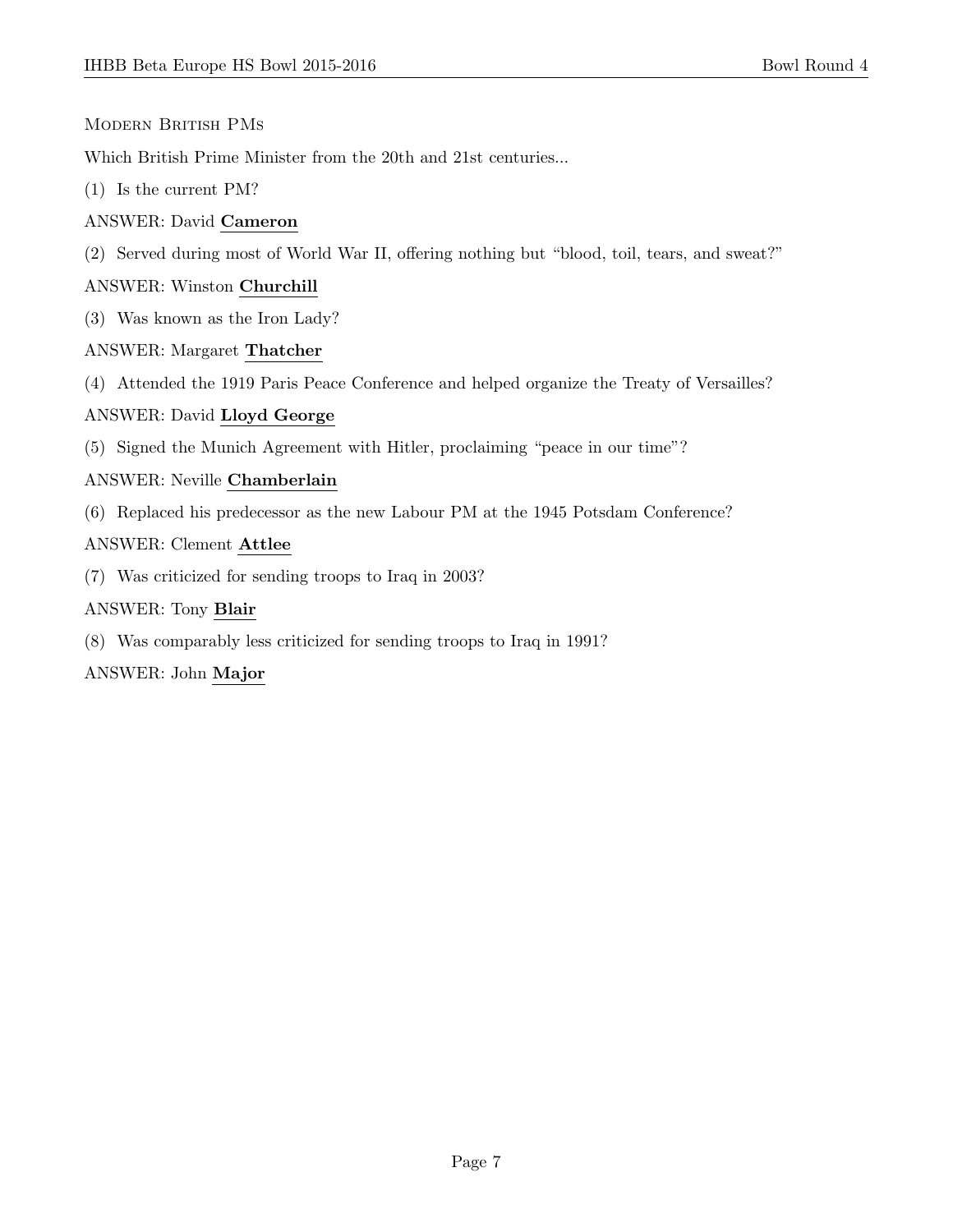## Modern British PMs

Which British Prime Minister from the 20th and 21st centuries...

(1) Is the current PM?

ANSWER: David **Cameron**

(2) Served during most of World War II, offering nothing but "blood, toil, tears, and sweat?"

ANSWER: Winston **Churchill**

(3) Was known as the Iron Lady?

ANSWER: Margaret **Thatcher**

(4) Attended the 1919 Paris Peace Conference and helped organize the Treaty of Versailles?

ANSWER: David **Lloyd George**

(5) Signed the Munich Agreement with Hitler, proclaiming "peace in our time"?

ANSWER: Neville **Chamberlain**

(6) Replaced his predecessor as the new Labour PM at the 1945 Potsdam Conference?

ANSWER: Clement **Attlee**

(7) Was criticized for sending troops to Iraq in 2003?

ANSWER: Tony **Blair**

(8) Was comparably less criticized for sending troops to Iraq in 1991?

ANSWER: John **Major**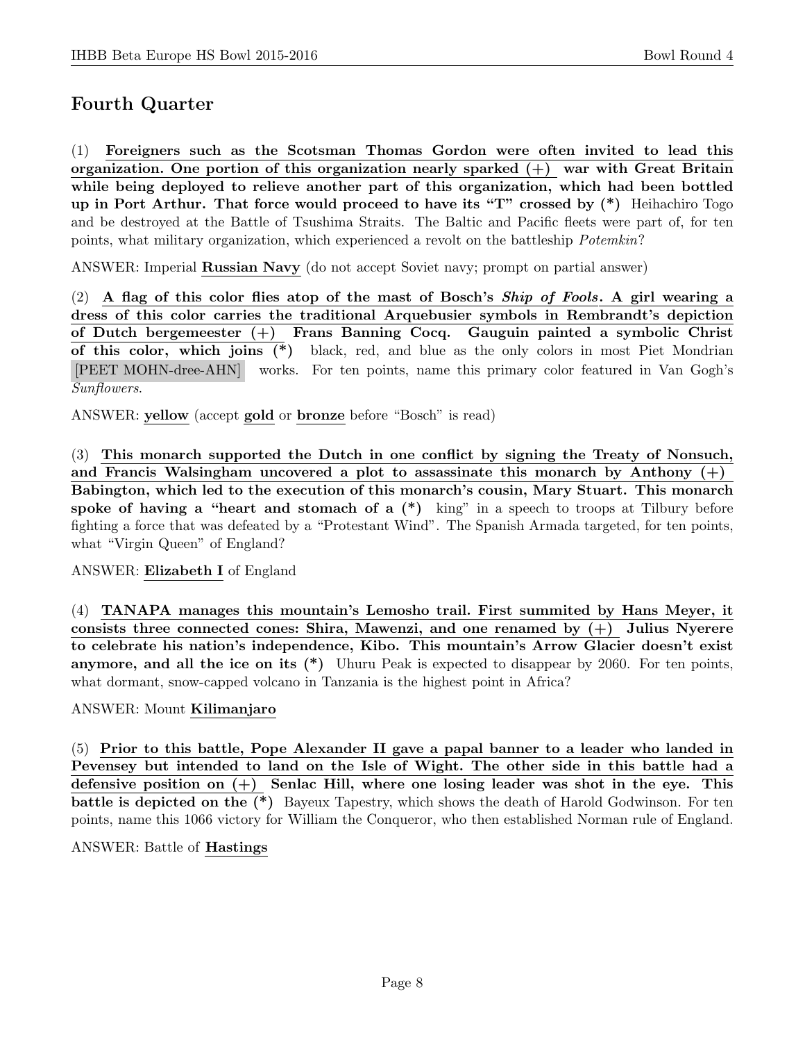## Fourth Quarter

(1) **Foreigners such as the Scotsman Thomas Gordon were often invited to lead this organization. One portion of this organization nearly sparked (+) war with Great Britain while being deployed to relieve another part of this organization, which had been bottled up in Port Arthur. That force would proceed to have its "T" crossed by (*)** Heihachiro Togo and be destroyed at the Battle of Tsushima Straits. The Baltic and Pacific fleets were part of, for ten points, what military organization, which experienced a revolt on the battleship *Potemkin*?

ANSWER: Imperial **Russian Navy** (do not accept Soviet navy; prompt on partial answer)

(2) **A flag of this color flies atop of the mast of Bosch's *Ship of Fools*. A girl wearing a dress of this color carries the traditional Arquebusier symbols in Rembrandt's depiction of Dutch bergemeester (+) Frans Banning Cocq. Gauguin painted a symbolic Christ of this color, which joins (*)** black, red, and blue as the only colors in most Piet Mondrian [PEET MOHN-dree-AHN] works. For ten points, name this primary color featured in Van Gogh's *Sunflowers*.

ANSWER: **yellow** (accept **gold** or **bronze** before "Bosch" is read)

(3) **This monarch supported the Dutch in one conflict by signing the Treaty of Nonsuch, and Francis Walsingham uncovered a plot to assassinate this monarch by Anthony (+) Babington, which led to the execution of this monarch's cousin, Mary Stuart. This monarch spoke of having a "heart and stomach of a (*)** king" in a speech to troops at Tilbury before fighting a force that was defeated by a "Protestant Wind". The Spanish Armada targeted, for ten points, what "Virgin Queen" of England?

ANSWER: **Elizabeth I** of England

(4) **TANAPA manages this mountain's Lemosho trail. First summited by Hans Meyer, it consists three connected cones: Shira, Mawenzi, and one renamed by (+) Julius Nyerere to celebrate his nation's independence, Kibo. This mountain's Arrow Glacier doesn't exist anymore, and all the ice on its (*)** Uhuru Peak is expected to disappear by 2060. For ten points, what dormant, snow-capped volcano in Tanzania is the highest point in Africa?

ANSWER: Mount **Kilimanjaro**

(5) **Prior to this battle, Pope Alexander II gave a papal banner to a leader who landed in Pevensey but intended to land on the Isle of Wight. The other side in this battle had a defensive position on (+) Senlac Hill, where one losing leader was shot in the eye. This battle is depicted on the (*)** Bayeux Tapestry, which shows the death of Harold Godwinson. For ten points, name this 1066 victory for William the Conqueror, who then established Norman rule of England.

ANSWER: Battle of **Hastings**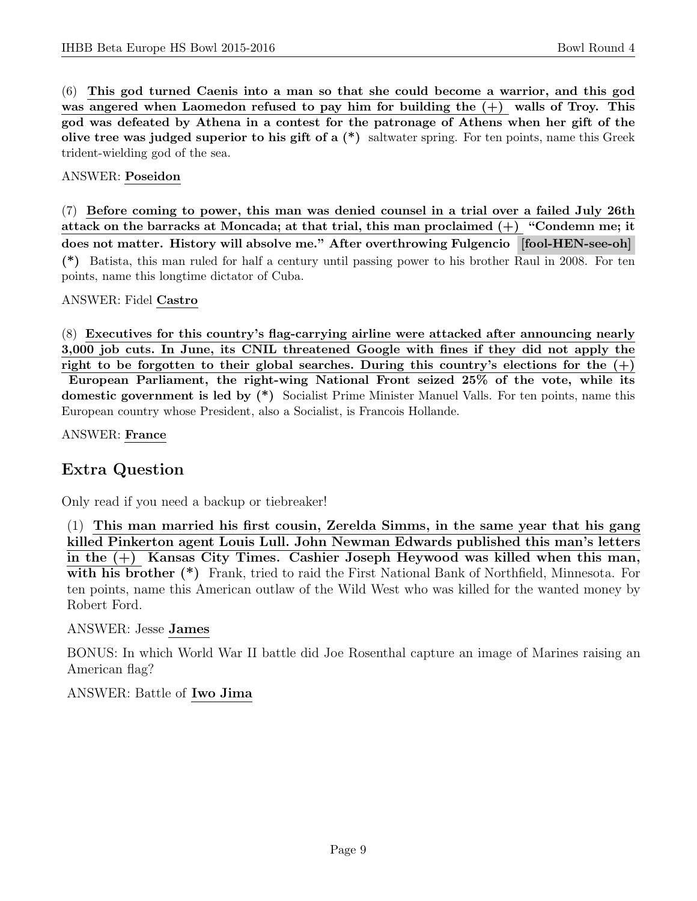(6) **This god turned Caenis into a man so that she could become a warrior, and this god was angered when Laomedon refused to pay him for building the (+) walls of Troy. This god was defeated by Athena in a contest for the patronage of Athens when her gift of the olive tree was judged superior to his gift of a (*)** saltwater spring. For ten points, name this Greek trident-wielding god of the sea.

ANSWER: **Poseidon**

(7) **Before coming to power, this man was denied counsel in a trial over a failed July 26th attack on the barracks at Moncada; at that trial, this man proclaimed (+) "Condemn me; it does not matter. History will absolve me." After overthrowing Fulgencio [fool-HEN-see-oh] (*)** Batista, this man ruled for half a century until passing power to his brother Raul in 2008. For ten points, name this longtime dictator of Cuba.

ANSWER: Fidel **Castro**

(8) **Executives for this country's flag-carrying airline were attacked after announcing nearly 3,000 job cuts. In June, its CNIL threatened Google with fines if they did not apply the right to be forgotten to their global searches. During this country's elections for the (+) European Parliament, the right-wing National Front seized 25% of the vote, while its domestic government is led by (*)** Socialist Prime Minister Manuel Valls. For ten points, name this European country whose President, also a Socialist, is Francois Hollande.

ANSWER: **France**

## Extra Question

Only read if you need a backup or tiebreaker!

(1) **This man married his first cousin, Zerelda Simms, in the same year that his gang killed Pinkerton agent Louis Lull. John Newman Edwards published this man's letters in the (+) Kansas City Times. Cashier Joseph Heywood was killed when this man, with his brother (*)** Frank, tried to raid the First National Bank of Northfield, Minnesota. For ten points, name this American outlaw of the Wild West who was killed for the wanted money by Robert Ford.

ANSWER: Jesse **James**

BONUS: In which World War II battle did Joe Rosenthal capture an image of Marines raising an American flag?

ANSWER: Battle of **Iwo Jima**